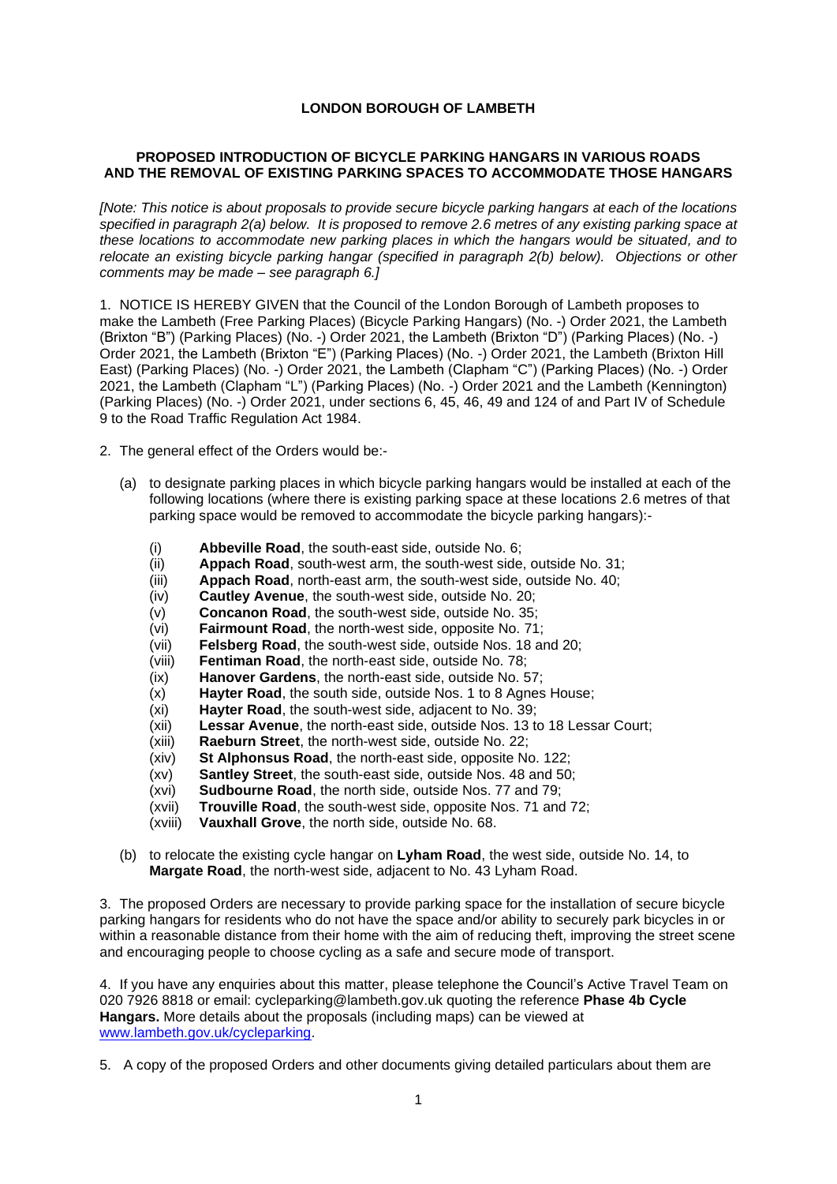**LONDON BOROUGH OF LAMBETH**

**PROPOSED INTRODUCTION OF BICYCLE PARKING HANGARS IN VARIOUS ROADS AND THE REMOVAL OF EXISTING PARKING SPACES TO ACCOMMODATE THOSE HANGARS**

*[Note: This notice is about proposals to provide secure bicycle parking hangars at each of the locations specified in paragraph 2(a) below. It is proposed to remove 2.6 metres of any existing parking space at these locations to accommodate new parking places in which the hangars would be situated, and to relocate an existing bicycle parking hangar (specified in paragraph 2(b) below). Objections or other comments may be made – see paragraph 6.]*

1. NOTICE IS HEREBY GIVEN that the Council of the London Borough of Lambeth proposes to make the Lambeth (Free Parking Places) (Bicycle Parking Hangars) (No. -) Order 2021, the Lambeth (Brixton "B") (Parking Places) (No. -) Order 2021, the Lambeth (Brixton "D") (Parking Places) (No. -) Order 2021, the Lambeth (Brixton "E") (Parking Places) (No. -) Order 2021, the Lambeth (Brixton Hill East) (Parking Places) (No. -) Order 2021, the Lambeth (Clapham "C") (Parking Places) (No. -) Order 2021, the Lambeth (Clapham "L") (Parking Places) (No. -) Order 2021 and the Lambeth (Kennington) (Parking Places) (No. -) Order 2021, under sections 6, 45, 46, 49 and 124 of and Part IV of Schedule 9 to the Road Traffic Regulation Act 1984.

2. The general effect of the Orders would be:-

   (a) to designate parking places in which bicycle parking hangars would be installed at each of the following locations (where there is existing parking space at these locations 2.6 metres of that parking space would be removed to accommodate the bicycle parking hangars):-

   (i) **Abbeville Road**, the south-east side, outside No. 6;
   (ii) **Appach Road**, south-west arm, the south-west side, outside No. 31;
   (iii) **Appach Road**, north-east arm, the south-west side, outside No. 40;
   (iv) **Cautley Avenue**, the south-west side, outside No. 20;
   (v) **Concanon Road**, the south-west side, outside No. 35;
   (vi) **Fairmount Road**, the north-west side, opposite No. 71;
   (vii) **Felsberg Road**, the south-west side, outside Nos. 18 and 20;
   (viii) **Fentiman Road**, the north-east side, outside No. 78;
   (ix) **Hanover Gardens**, the north-east side, outside No. 57;
   (x) **Hayter Road**, the south side, outside Nos. 1 to 8 Agnes House;
   (xi) **Hayter Road**, the south-west side, adjacent to No. 39;
   (xii) **Lessar Avenue**, the north-east side, outside Nos. 13 to 18 Lessar Court;
   (xiii) **Raeburn Street**, the north-west side, outside No. 22;
   (xiv) **St Alphonsus Road**, the north-east side, opposite No. 122;
   (xv) **Santley Street**, the south-east side, outside Nos. 48 and 50;
   (xvi) **Sudbourne Road**, the north side, outside Nos. 77 and 79;
   (xvii) **Trouville Road**, the south-west side, opposite Nos. 71 and 72;
   (xviii) **Vauxhall Grove**, the north side, outside No. 68.

   (b) to relocate the existing cycle hangar on **Lyham Road**, the west side, outside No. 14, to **Margate Road**, the north-west side, adjacent to No. 43 Lyham Road.

3. The proposed Orders are necessary to provide parking space for the installation of secure bicycle parking hangars for residents who do not have the space and/or ability to securely park bicycles in or within a reasonable distance from their home with the aim of reducing theft, improving the street scene and encouraging people to choose cycling as a safe and secure mode of transport.

4. If you have any enquiries about this matter, please telephone the Council's Active Travel Team on 020 7926 8818 or email: cycleparking@lambeth.gov.uk quoting the reference **Phase 4b Cycle Hangars.** More details about the proposals (including maps) can be viewed at [www.lambeth.gov.uk/cycleparking](http://www.lambeth.gov.uk/cycleparking).

5. A copy of the proposed Orders and other documents giving detailed particulars about them are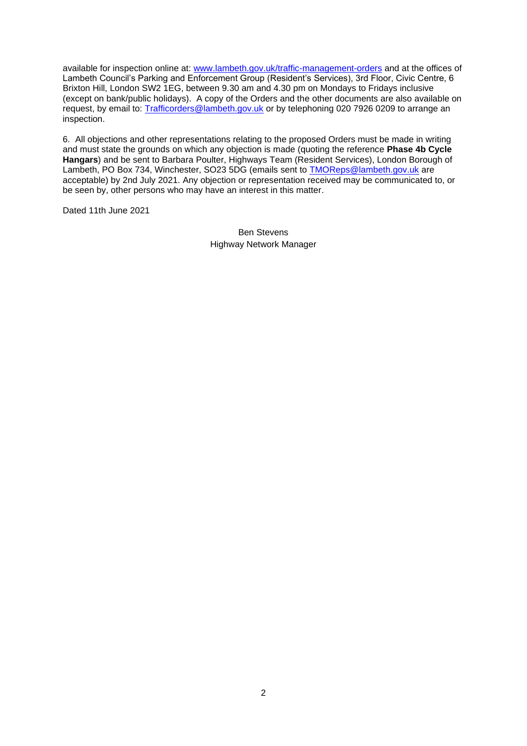available for inspection online at: www.lambeth.gov.uk/traffic-management-orders and at the offices of Lambeth Council's Parking and Enforcement Group (Resident's Services), 3rd Floor, Civic Centre, 6 Brixton Hill, London SW2 1EG, between 9.30 am and 4.30 pm on Mondays to Fridays inclusive (except on bank/public holidays). A copy of the Orders and the other documents are also available on request, by email to: Trafficorders@lambeth.gov.uk or by telephoning 020 7926 0209 to arrange an inspection.

6. All objections and other representations relating to the proposed Orders must be made in writing and must state the grounds on which any objection is made (quoting the reference **Phase 4b Cycle Hangars**) and be sent to Barbara Poulter, Highways Team (Resident Services), London Borough of Lambeth, PO Box 734, Winchester, SO23 5DG (emails sent to TMOReps@lambeth.gov.uk are acceptable) by 2nd July 2021. Any objection or representation received may be communicated to, or be seen by, other persons who may have an interest in this matter.

Dated 11th June 2021

Ben Stevens
Highway Network Manager